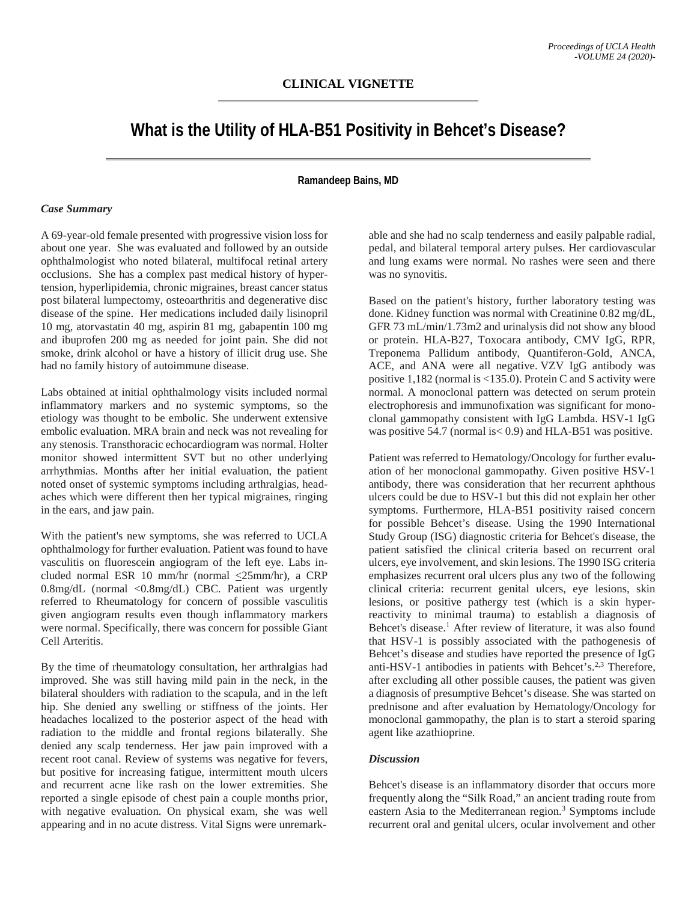## CLINICAL VIGNETTE

# What is the Utility of HLA-B51 Positivity in Behcet's Disease?

**Ramandeep Bains, MD**

### *Case Summary*

A 69-year-old female presented with progressive vision loss for about one year. She was evaluated and followed by an outside ophthalmologist who noted bilateral, multifocal retinal artery occlusions. She has a complex past medical history of hypertension, hyperlipidemia, chronic migraines, breast cancer status post bilateral lumpectomy, osteoarthritis and degenerative disc disease of the spine. Her medications included daily lisinopril 10 mg, atorvastatin 40 mg, aspirin 81 mg, gabapentin 100 mg and ibuprofen 200 mg as needed for joint pain. She did not smoke, drink alcohol or have a history of illicit drug use. She had no family history of autoimmune disease.

Labs obtained at initial ophthalmology visits included normal inflammatory markers and no systemic symptoms, so the etiology was thought to be embolic. She underwent extensive embolic evaluation. MRA brain and neck was not revealing for any stenosis. Transthoracic echocardiogram was normal. Holter monitor showed intermittent SVT but no other underlying arrhythmias. Months after her initial evaluation, the patient noted onset of systemic symptoms including arthralgias, headaches which were different then her typical migraines, ringing in the ears, and jaw pain.

With the patient's new symptoms, she was referred to UCLA ophthalmology for further evaluation. Patient was found to have vasculitis on fluorescein angiogram of the left eye. Labs included normal ESR 10 mm/hr (normal ≤25mm/hr), a CRP 0.8mg/dL (normal <0.8mg/dL) CBC. Patient was urgently referred to Rheumatology for concern of possible vasculitis given angiogram results even though inflammatory markers were normal. Specifically, there was concern for possible Giant Cell Arteritis.

By the time of rheumatology consultation, her arthralgias had improved. She was still having mild pain in the neck, in the bilateral shoulders with radiation to the scapula, and in the left hip. She denied any swelling or stiffness of the joints. Her headaches localized to the posterior aspect of the head with radiation to the middle and frontal regions bilaterally. She denied any scalp tenderness. Her jaw pain improved with a recent root canal. Review of systems was negative for fevers, but positive for increasing fatigue, intermittent mouth ulcers and recurrent acne like rash on the lower extremities. She reported a single episode of chest pain a couple months prior, with negative evaluation. On physical exam, she was well appearing and in no acute distress. Vital Signs were unremarkable and she had no scalp tenderness and easily palpable radial, pedal, and bilateral temporal artery pulses. Her cardiovascular and lung exams were normal. No rashes were seen and there was no synovitis.

Based on the patient's history, further laboratory testing was done. Kidney function was normal with Creatinine 0.82 mg/dL, GFR 73 mL/min/1.73m2 and urinalysis did not show any blood or protein. HLA-B27, Toxocara antibody, CMV IgG, RPR, Treponema Pallidum antibody, Quantiferon-Gold, ANCA, ACE, and ANA were all negative. VZV IgG antibody was positive 1,182 (normal is <135.0). Protein C and S activity were normal. A monoclonal pattern was detected on serum protein electrophoresis and immunofixation was significant for monoclonal gammopathy consistent with IgG Lambda. HSV-1 IgG was positive 54.7 (normal is< 0.9) and HLA-B51 was positive.

Patient was referred to Hematology/Oncology for further evaluation of her monoclonal gammopathy. Given positive HSV-1 antibody, there was consideration that her recurrent aphthous ulcers could be due to HSV-1 but this did not explain her other symptoms. Furthermore, HLA-B51 positivity raised concern for possible Behcet's disease. Using the 1990 International Study Group (ISG) diagnostic criteria for Behcet's disease, the patient satisfied the clinical criteria based on recurrent oral ulcers, eye involvement, and skin lesions. The 1990 ISG criteria emphasizes recurrent oral ulcers plus any two of the following clinical criteria: recurrent genital ulcers, eye lesions, skin lesions, or positive pathergy test (which is a skin hyper-reactivity to minimal trauma) to establish a diagnosis of Behcet's disease.[1] After review of literature, it was also found that HSV-1 is possibly associated with the pathogenesis of Behcet's disease and studies have reported the presence of IgG anti-HSV-1 antibodies in patients with Behcet's.[2,3] Therefore, after excluding all other possible causes, the patient was given a diagnosis of presumptive Behcet's disease. She was started on prednisone and after evaluation by Hematology/Oncology for monoclonal gammopathy, the plan is to start a steroid sparing agent like azathioprine.

### *Discussion*

Behcet's disease is an inflammatory disorder that occurs more frequently along the "Silk Road," an ancient trading route from eastern Asia to the Mediterranean region.[3] Symptoms include recurrent oral and genital ulcers, ocular involvement and other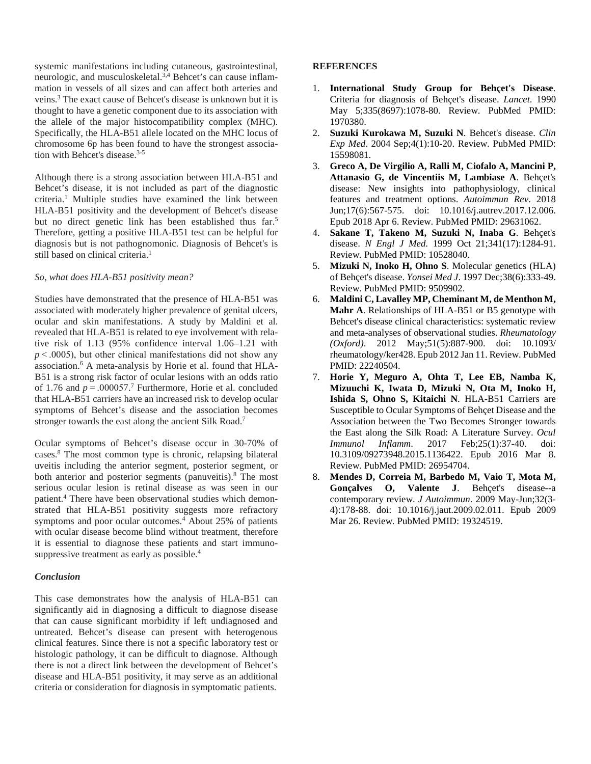systemic manifestations including cutaneous, gastrointestinal, neurologic, and musculoskeletal.[3,4] Behcet's can cause inflammation in vessels of all sizes and can affect both arteries and veins.[3] The exact cause of Behcet's disease is unknown but it is thought to have a genetic component due to its association with the allele of the major histocompatibility complex (MHC). Specifically, the HLA-B51 allele located on the MHC locus of chromosome 6p has been found to have the strongest association with Behcet's disease.[3-5]

Although there is a strong association between HLA-B51 and Behcet's disease, it is not included as part of the diagnostic criteria.[1] Multiple studies have examined the link between HLA-B51 positivity and the development of Behcet's disease but no direct genetic link has been established thus far.[5] Therefore, getting a positive HLA-B51 test can be helpful for diagnosis but is not pathognomonic. Diagnosis of Behcet's is still based on clinical criteria.[1]

*So, what does HLA-B51 positivity mean?*

Studies have demonstrated that the presence of HLA-B51 was associated with moderately higher prevalence of genital ulcers, ocular and skin manifestations. A study by Maldini et al. revealed that HLA-B51 is related to eye involvement with relative risk of 1.13 (95% confidence interval 1.06–1.21 with $p < .0005$), but other clinical manifestations did not show any association.[6] A meta-analysis by Horie et al. found that HLA-B51 is a strong risk factor of ocular lesions with an odds ratio of 1.76 and $p = .000057$.[7] Furthermore, Horie et al. concluded that HLA-B51 carriers have an increased risk to develop ocular symptoms of Behcet's disease and the association becomes stronger towards the east along the ancient Silk Road.[7]

Ocular symptoms of Behcet's disease occur in 30-70% of cases.[8] The most common type is chronic, relapsing bilateral uveitis including the anterior segment, posterior segment, or both anterior and posterior segments (panuveitis).[8] The most serious ocular lesion is retinal disease as was seen in our patient.[4] There have been observational studies which demonstrated that HLA-B51 positivity suggests more refractory symptoms and poor ocular outcomes.[4] About 25% of patients with ocular disease become blind without treatment, therefore it is essential to diagnose these patients and start immunosuppressive treatment as early as possible.[4]

### *Conclusion*

This case demonstrates how the analysis of HLA-B51 can significantly aid in diagnosing a difficult to diagnose disease that can cause significant morbidity if left undiagnosed and untreated. Behcet's disease can present with heterogenous clinical features. Since there is not a specific laboratory test or histologic pathology, it can be difficult to diagnose. Although there is not a direct link between the development of Behcet's disease and HLA-B51 positivity, it may serve as an additional criteria or consideration for diagnosis in symptomatic patients.

## REFERENCES

1. **International Study Group for Behçet's Disease**. Criteria for diagnosis of Behçet's disease. *Lancet.* 1990 May 5;335(8697):1078-80. Review. PubMed PMID: 1970380.
2. **Suzuki Kurokawa M, Suzuki N**. Behcet's disease. *Clin Exp Med*. 2004 Sep;4(1):10-20. Review. PubMed PMID: 15598081.
3. **Greco A, De Virgilio A, Ralli M, Ciofalo A, Mancini P, Attanasio G, de Vincentiis M, Lambiase A**. Behçet's disease: New insights into pathophysiology, clinical features and treatment options. *Autoimmun Rev*. 2018 Jun;17(6):567-575. doi: 10.1016/j.autrev.2017.12.006. Epub 2018 Apr 6. Review. PubMed PMID: 29631062.
4. **Sakane T, Takeno M, Suzuki N, Inaba G**. Behçet's disease. *N Engl J Med.* 1999 Oct 21;341(17):1284-91. Review. PubMed PMID: 10528040.
5. **Mizuki N, Inoko H, Ohno S**. Molecular genetics (HLA) of Behçet's disease. *Yonsei Med J*. 1997 Dec;38(6):333-49. Review. PubMed PMID: 9509902.
6. **Maldini C, Lavalley MP, Cheminant M, de Menthon M, Mahr A**. Relationships of HLA-B51 or B5 genotype with Behcet's disease clinical characteristics: systematic review and meta-analyses of observational studies. *Rheumatology (Oxford)*. 2012 May;51(5):887-900. doi: 10.1093/rheumatology/ker428. Epub 2012 Jan 11. Review. PubMed PMID: 22240504.
7. **Horie Y, Meguro A, Ohta T, Lee EB, Namba K, Mizuuchi K, Iwata D, Mizuki N, Ota M, Inoko H, Ishida S, Ohno S, Kitaichi N**. HLA-B51 Carriers are Susceptible to Ocular Symptoms of Behçet Disease and the Association between the Two Becomes Stronger towards the East along the Silk Road: A Literature Survey. *Ocul Immunol Inflamm*. 2017 Feb;25(1):37-40. doi: 10.3109/09273948.2015.1136422. Epub 2016 Mar 8. Review. PubMed PMID: 26954704.
8. **Mendes D, Correia M, Barbedo M, Vaio T, Mota M, Gonçalves O, Valente J**. Behçet's disease--a contemporary review. *J Autoimmun*. 2009 May-Jun;32(3-4):178-88. doi: 10.1016/j.jaut.2009.02.011. Epub 2009 Mar 26. Review. PubMed PMID: 19324519.